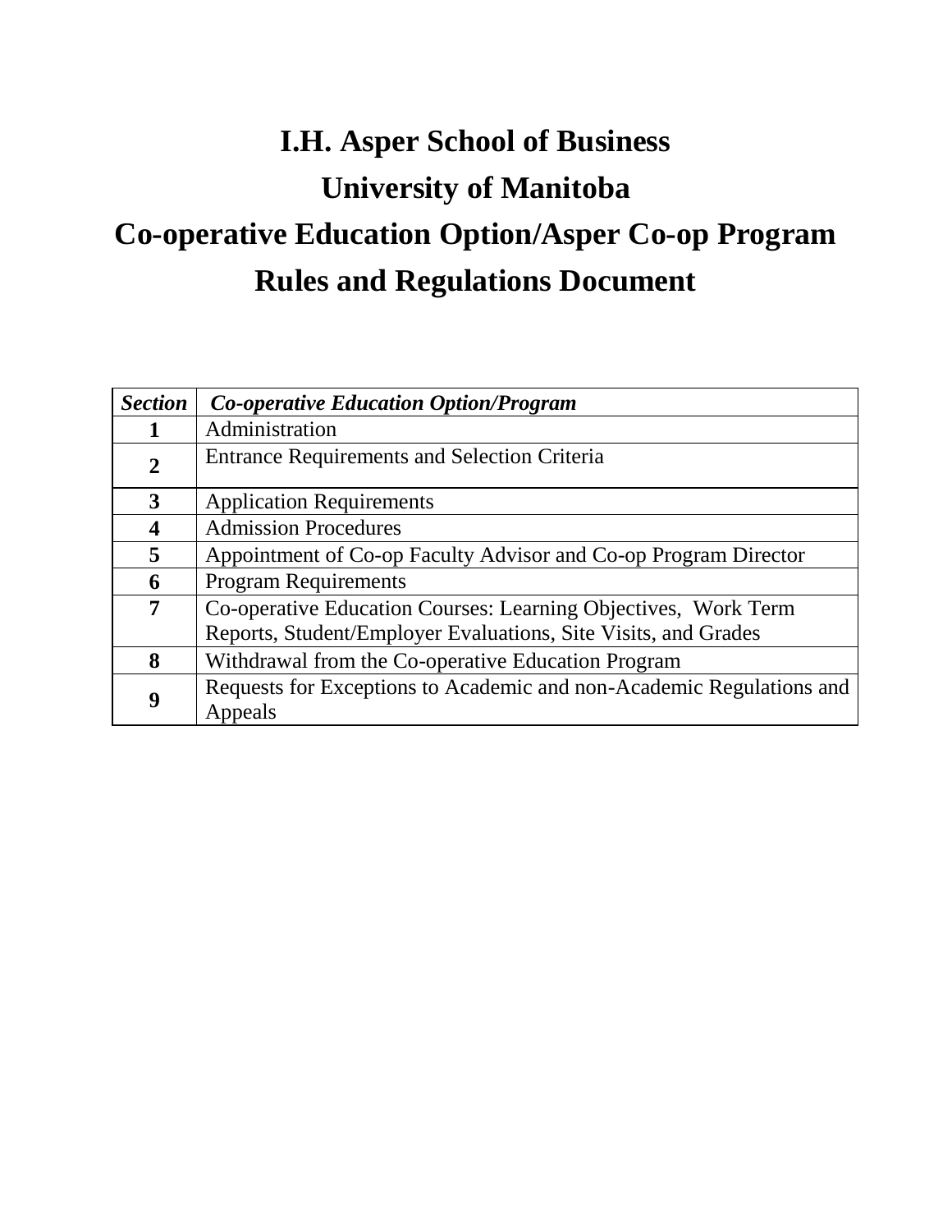# I.H. Asper School of Business
# University of Manitoba
# Co-operative Education Option/Asper Co-op Program
# Rules and Regulations Document

| ***Section*** | ***Co-operative Education Option/Program*** |
|---|---|
| **1** | Administration |
| **2** | Entrance Requirements and Selection Criteria |
| **3** | Application Requirements |
| **4** | Admission Procedures |
| **5** | Appointment of Co-op Faculty Advisor and Co-op Program Director |
| **6** | Program Requirements |
| **7** | Co-operative Education Courses: Learning Objectives, Work Term Reports, Student/Employer Evaluations, Site Visits, and Grades |
| **8** | Withdrawal from the Co-operative Education Program |
| **9** | Requests for Exceptions to Academic and non-Academic Regulations and Appeals |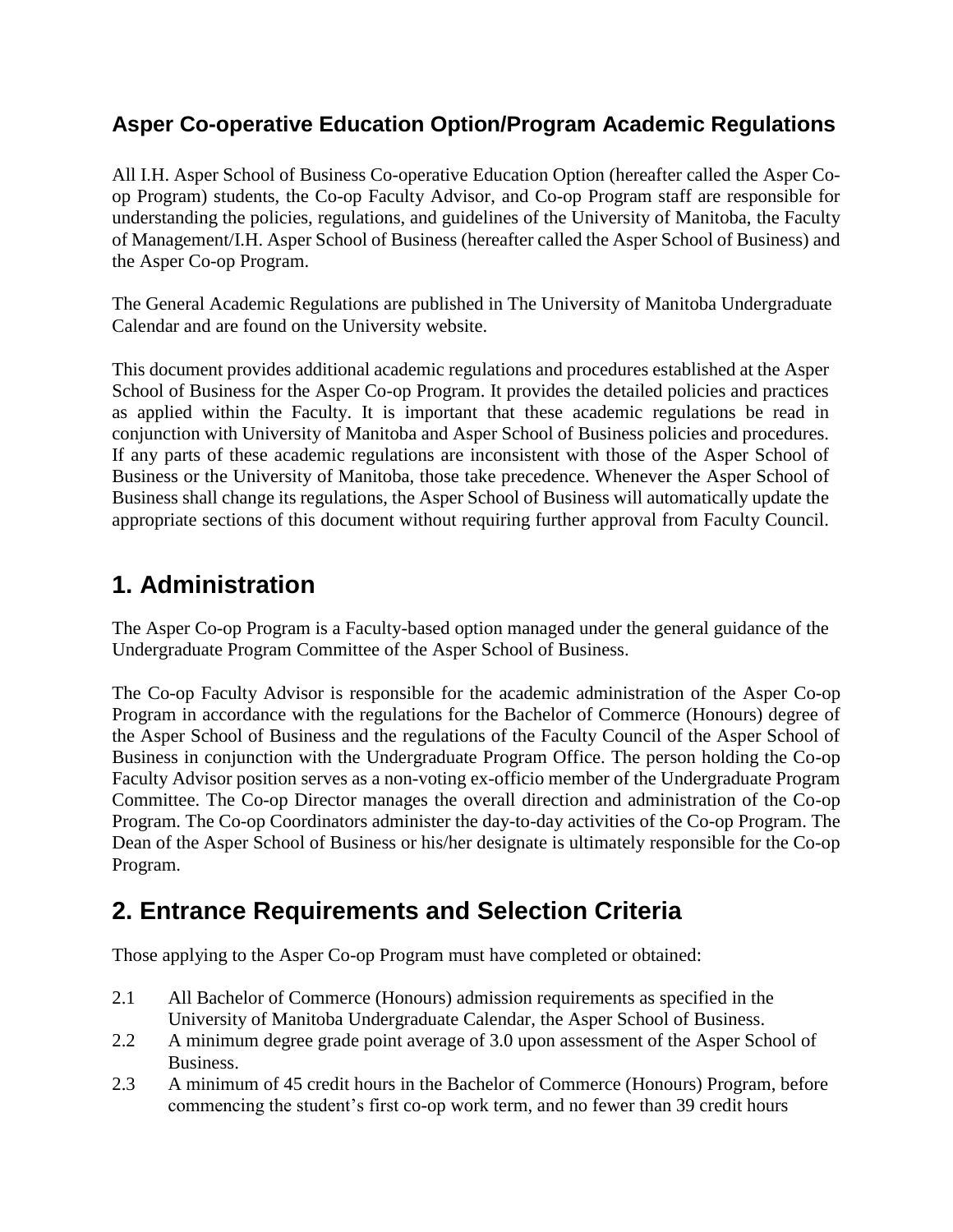### Asper Co-operative Education Option/Program Academic Regulations

All I.H. Asper School of Business Co-operative Education Option (hereafter called the Asper Co-op Program) students, the Co-op Faculty Advisor, and Co-op Program staff are responsible for understanding the policies, regulations, and guidelines of the University of Manitoba, the Faculty of Management/I.H. Asper School of Business (hereafter called the Asper School of Business) and the Asper Co-op Program.

The General Academic Regulations are published in The University of Manitoba Undergraduate Calendar and are found on the University website.

This document provides additional academic regulations and procedures established at the Asper School of Business for the Asper Co-op Program. It provides the detailed policies and practices as applied within the Faculty. It is important that these academic regulations be read in conjunction with University of Manitoba and Asper School of Business policies and procedures. If any parts of these academic regulations are inconsistent with those of the Asper School of Business or the University of Manitoba, those take precedence. Whenever the Asper School of Business shall change its regulations, the Asper School of Business will automatically update the appropriate sections of this document without requiring further approval from Faculty Council.

## 1. Administration

The Asper Co-op Program is a Faculty-based option managed under the general guidance of the Undergraduate Program Committee of the Asper School of Business.

The Co-op Faculty Advisor is responsible for the academic administration of the Asper Co-op Program in accordance with the regulations for the Bachelor of Commerce (Honours) degree of the Asper School of Business and the regulations of the Faculty Council of the Asper School of Business in conjunction with the Undergraduate Program Office. The person holding the Co-op Faculty Advisor position serves as a non-voting ex-officio member of the Undergraduate Program Committee. The Co-op Director manages the overall direction and administration of the Co-op Program. The Co-op Coordinators administer the day-to-day activities of the Co-op Program. The Dean of the Asper School of Business or his/her designate is ultimately responsible for the Co-op Program.

## 2. Entrance Requirements and Selection Criteria

Those applying to the Asper Co-op Program must have completed or obtained:

2.1 All Bachelor of Commerce (Honours) admission requirements as specified in the University of Manitoba Undergraduate Calendar, the Asper School of Business.

2.2 A minimum degree grade point average of 3.0 upon assessment of the Asper School of Business.

2.3 A minimum of 45 credit hours in the Bachelor of Commerce (Honours) Program, before commencing the student's first co-op work term, and no fewer than 39 credit hours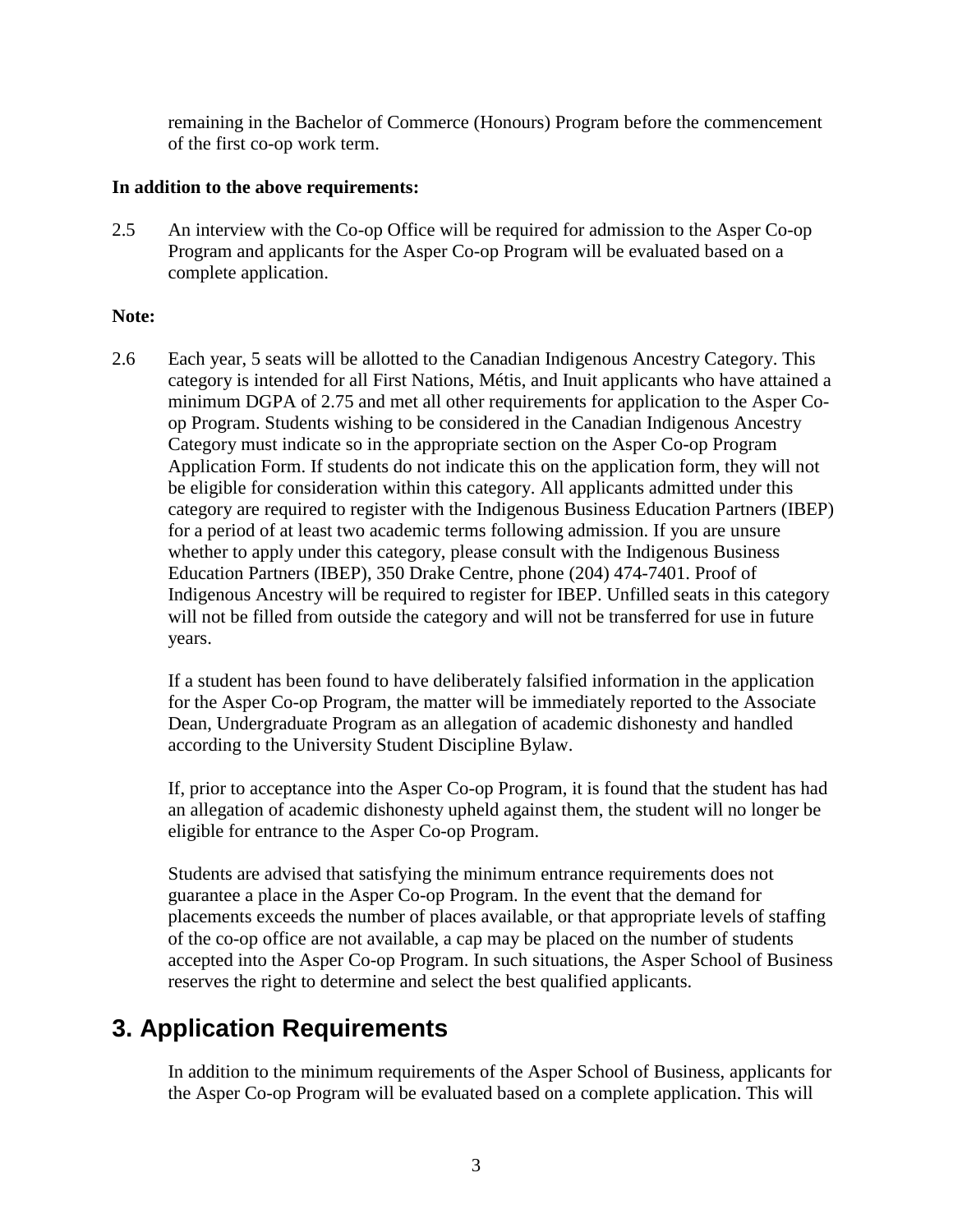remaining in the Bachelor of Commerce (Honours) Program before the commencement of the first co-op work term.

**In addition to the above requirements:**

2.5 An interview with the Co-op Office will be required for admission to the Asper Co-op Program and applicants for the Asper Co-op Program will be evaluated based on a complete application.

**Note:**

2.6 Each year, 5 seats will be allotted to the Canadian Indigenous Ancestry Category. This category is intended for all First Nations, Métis, and Inuit applicants who have attained a minimum DGPA of 2.75 and met all other requirements for application to the Asper Co-op Program. Students wishing to be considered in the Canadian Indigenous Ancestry Category must indicate so in the appropriate section on the Asper Co-op Program Application Form. If students do not indicate this on the application form, they will not be eligible for consideration within this category. All applicants admitted under this category are required to register with the Indigenous Business Education Partners (IBEP) for a period of at least two academic terms following admission. If you are unsure whether to apply under this category, please consult with the Indigenous Business Education Partners (IBEP), 350 Drake Centre, phone (204) 474-7401. Proof of Indigenous Ancestry will be required to register for IBEP. Unfilled seats in this category will not be filled from outside the category and will not be transferred for use in future years.

If a student has been found to have deliberately falsified information in the application for the Asper Co-op Program, the matter will be immediately reported to the Associate Dean, Undergraduate Program as an allegation of academic dishonesty and handled according to the University Student Discipline Bylaw.

If, prior to acceptance into the Asper Co-op Program, it is found that the student has had an allegation of academic dishonesty upheld against them, the student will no longer be eligible for entrance to the Asper Co-op Program.

Students are advised that satisfying the minimum entrance requirements does not guarantee a place in the Asper Co-op Program. In the event that the demand for placements exceeds the number of places available, or that appropriate levels of staffing of the co-op office are not available, a cap may be placed on the number of students accepted into the Asper Co-op Program. In such situations, the Asper School of Business reserves the right to determine and select the best qualified applicants.

## 3. Application Requirements

In addition to the minimum requirements of the Asper School of Business, applicants for the Asper Co-op Program will be evaluated based on a complete application. This will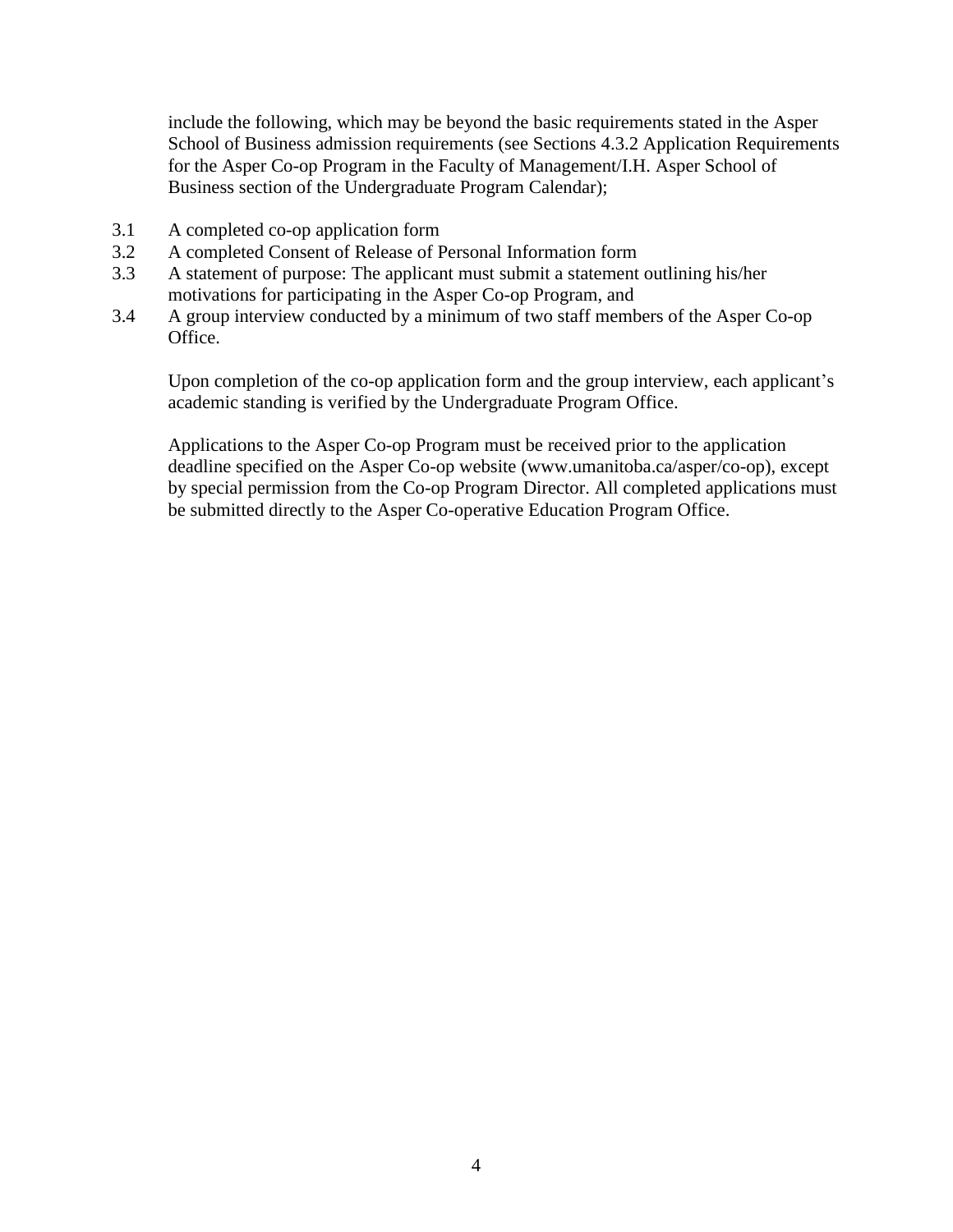include the following, which may be beyond the basic requirements stated in the Asper School of Business admission requirements (see Sections 4.3.2 Application Requirements for the Asper Co-op Program in the Faculty of Management/I.H. Asper School of Business section of the Undergraduate Program Calendar);

3.1 A completed co-op application form

3.2 A completed Consent of Release of Personal Information form

3.3 A statement of purpose: The applicant must submit a statement outlining his/her motivations for participating in the Asper Co-op Program, and

3.4 A group interview conducted by a minimum of two staff members of the Asper Co-op Office.

Upon completion of the co-op application form and the group interview, each applicant's academic standing is verified by the Undergraduate Program Office.

Applications to the Asper Co-op Program must be received prior to the application deadline specified on the Asper Co-op website (www.umanitoba.ca/asper/co-op), except by special permission from the Co-op Program Director. All completed applications must be submitted directly to the Asper Co-operative Education Program Office.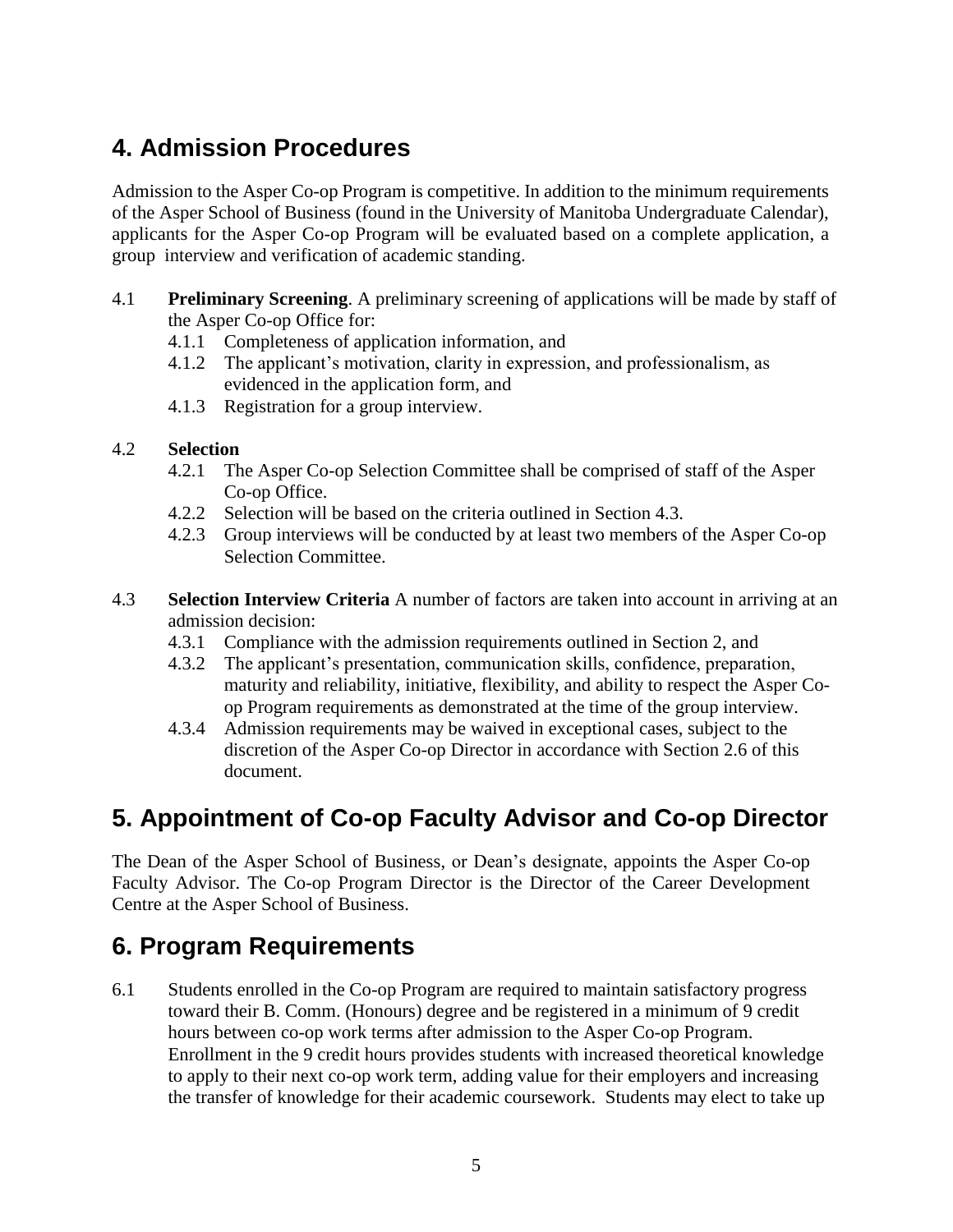## 4. Admission Procedures

Admission to the Asper Co-op Program is competitive. In addition to the minimum requirements of the Asper School of Business (found in the University of Manitoba Undergraduate Calendar), applicants for the Asper Co-op Program will be evaluated based on a complete application, a group interview and verification of academic standing.

4.1 **Preliminary Screening**. A preliminary screening of applications will be made by staff of the Asper Co-op Office for:
- 4.1.1 Completeness of application information, and
- 4.1.2 The applicant's motivation, clarity in expression, and professionalism, as evidenced in the application form, and
- 4.1.3 Registration for a group interview.

4.2 **Selection**
- 4.2.1 The Asper Co-op Selection Committee shall be comprised of staff of the Asper Co-op Office.
- 4.2.2 Selection will be based on the criteria outlined in Section 4.3.
- 4.2.3 Group interviews will be conducted by at least two members of the Asper Co-op Selection Committee.

4.3 **Selection Interview Criteria** A number of factors are taken into account in arriving at an admission decision:
- 4.3.1 Compliance with the admission requirements outlined in Section 2, and
- 4.3.2 The applicant's presentation, communication skills, confidence, preparation, maturity and reliability, initiative, flexibility, and ability to respect the Asper Co-op Program requirements as demonstrated at the time of the group interview.
- 4.3.4 Admission requirements may be waived in exceptional cases, subject to the discretion of the Asper Co-op Director in accordance with Section 2.6 of this document.

## 5. Appointment of Co-op Faculty Advisor and Co-op Director

The Dean of the Asper School of Business, or Dean's designate, appoints the Asper Co-op Faculty Advisor. The Co-op Program Director is the Director of the Career Development Centre at the Asper School of Business.

## 6. Program Requirements

6.1 Students enrolled in the Co-op Program are required to maintain satisfactory progress toward their B. Comm. (Honours) degree and be registered in a minimum of 9 credit hours between co-op work terms after admission to the Asper Co-op Program. Enrollment in the 9 credit hours provides students with increased theoretical knowledge to apply to their next co-op work term, adding value for their employers and increasing the transfer of knowledge for their academic coursework. Students may elect to take up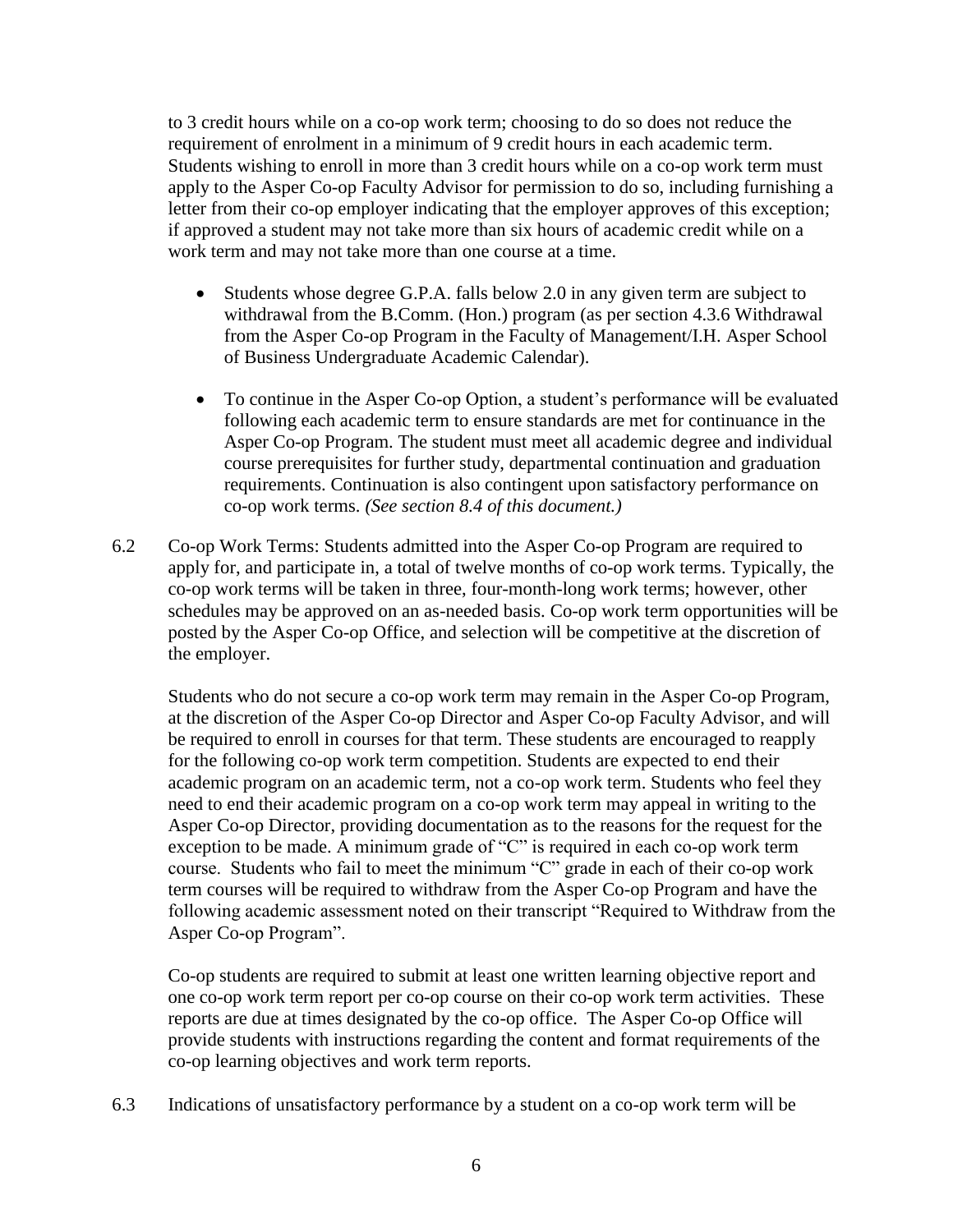to 3 credit hours while on a co-op work term; choosing to do so does not reduce the requirement of enrolment in a minimum of 9 credit hours in each academic term. Students wishing to enroll in more than 3 credit hours while on a co-op work term must apply to the Asper Co-op Faculty Advisor for permission to do so, including furnishing a letter from their co-op employer indicating that the employer approves of this exception; if approved a student may not take more than six hours of academic credit while on a work term and may not take more than one course at a time.

- Students whose degree G.P.A. falls below 2.0 in any given term are subject to withdrawal from the B.Comm. (Hon.) program (as per section 4.3.6 Withdrawal from the Asper Co-op Program in the Faculty of Management/I.H. Asper School of Business Undergraduate Academic Calendar).

- To continue in the Asper Co-op Option, a student's performance will be evaluated following each academic term to ensure standards are met for continuance in the Asper Co-op Program. The student must meet all academic degree and individual course prerequisites for further study, departmental continuation and graduation requirements. Continuation is also contingent upon satisfactory performance on co-op work terms. *(See section 8.4 of this document.)*

6.2 Co-op Work Terms: Students admitted into the Asper Co-op Program are required to apply for, and participate in, a total of twelve months of co-op work terms. Typically, the co-op work terms will be taken in three, four-month-long work terms; however, other schedules may be approved on an as-needed basis. Co-op work term opportunities will be posted by the Asper Co-op Office, and selection will be competitive at the discretion of the employer.

Students who do not secure a co-op work term may remain in the Asper Co-op Program, at the discretion of the Asper Co-op Director and Asper Co-op Faculty Advisor, and will be required to enroll in courses for that term. These students are encouraged to reapply for the following co-op work term competition. Students are expected to end their academic program on an academic term, not a co-op work term. Students who feel they need to end their academic program on a co-op work term may appeal in writing to the Asper Co-op Director, providing documentation as to the reasons for the request for the exception to be made. A minimum grade of "C" is required in each co-op work term course. Students who fail to meet the minimum "C" grade in each of their co-op work term courses will be required to withdraw from the Asper Co-op Program and have the following academic assessment noted on their transcript "Required to Withdraw from the Asper Co-op Program".

Co-op students are required to submit at least one written learning objective report and one co-op work term report per co-op course on their co-op work term activities. These reports are due at times designated by the co-op office. The Asper Co-op Office will provide students with instructions regarding the content and format requirements of the co-op learning objectives and work term reports.

6.3 Indications of unsatisfactory performance by a student on a co-op work term will be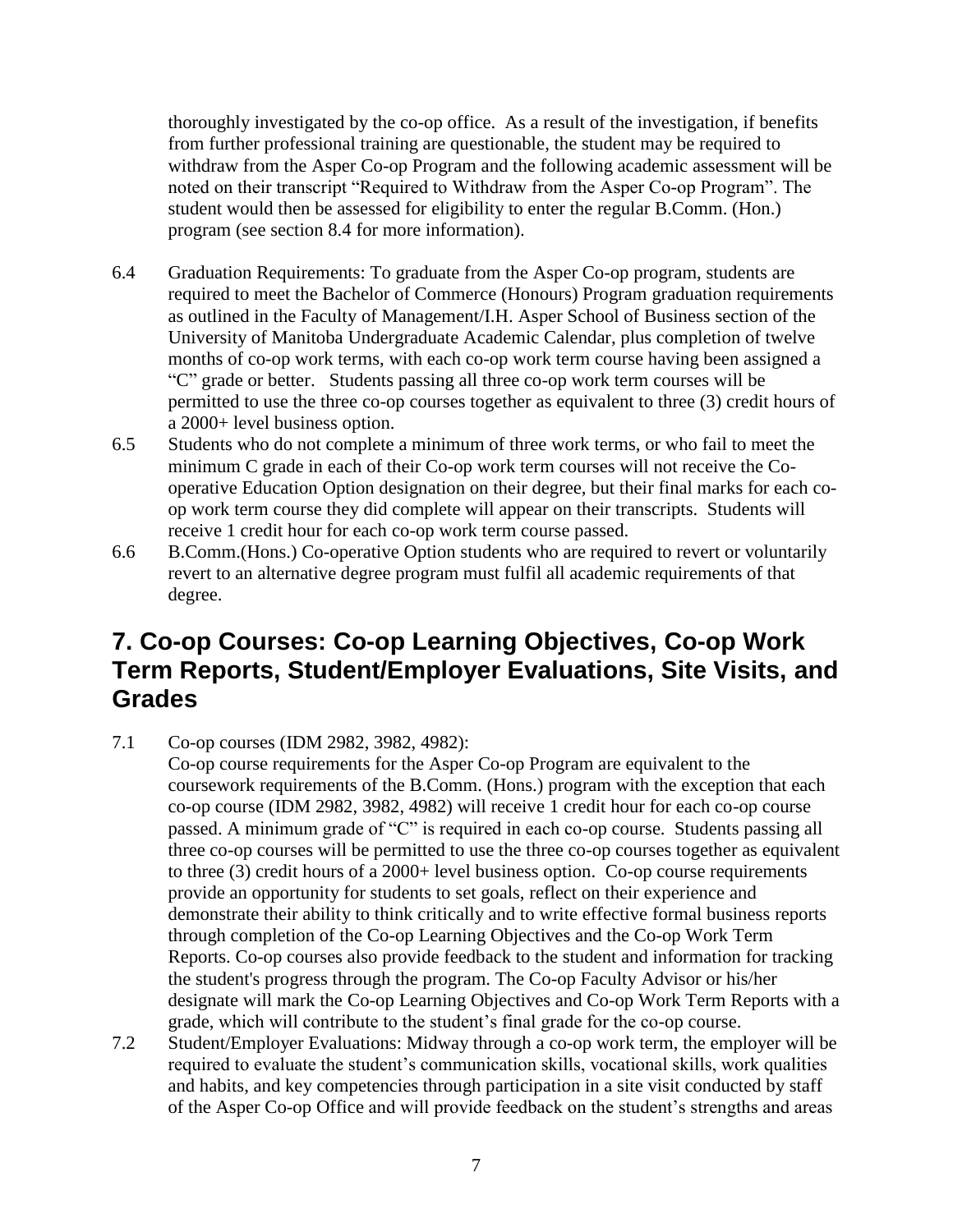thoroughly investigated by the co-op office. As a result of the investigation, if benefits from further professional training are questionable, the student may be required to withdraw from the Asper Co-op Program and the following academic assessment will be noted on their transcript "Required to Withdraw from the Asper Co-op Program". The student would then be assessed for eligibility to enter the regular B.Comm. (Hon.) program (see section 8.4 for more information).

6.4 Graduation Requirements: To graduate from the Asper Co-op program, students are required to meet the Bachelor of Commerce (Honours) Program graduation requirements as outlined in the Faculty of Management/I.H. Asper School of Business section of the University of Manitoba Undergraduate Academic Calendar, plus completion of twelve months of co-op work terms, with each co-op work term course having been assigned a "C" grade or better. Students passing all three co-op work term courses will be permitted to use the three co-op courses together as equivalent to three (3) credit hours of a 2000+ level business option.

6.5 Students who do not complete a minimum of three work terms, or who fail to meet the minimum C grade in each of their Co-op work term courses will not receive the Co-operative Education Option designation on their degree, but their final marks for each co-op work term course they did complete will appear on their transcripts. Students will receive 1 credit hour for each co-op work term course passed.

6.6 B.Comm.(Hons.) Co-operative Option students who are required to revert or voluntarily revert to an alternative degree program must fulfil all academic requirements of that degree.

## 7. Co-op Courses: Co-op Learning Objectives, Co-op Work Term Reports, Student/Employer Evaluations, Site Visits, and Grades

7.1 Co-op courses (IDM 2982, 3982, 4982):
Co-op course requirements for the Asper Co-op Program are equivalent to the coursework requirements of the B.Comm. (Hons.) program with the exception that each co-op course (IDM 2982, 3982, 4982) will receive 1 credit hour for each co-op course passed. A minimum grade of "C" is required in each co-op course. Students passing all three co-op courses will be permitted to use the three co-op courses together as equivalent to three (3) credit hours of a 2000+ level business option. Co-op course requirements provide an opportunity for students to set goals, reflect on their experience and demonstrate their ability to think critically and to write effective formal business reports through completion of the Co-op Learning Objectives and the Co-op Work Term Reports. Co-op courses also provide feedback to the student and information for tracking the student's progress through the program. The Co-op Faculty Advisor or his/her designate will mark the Co-op Learning Objectives and Co-op Work Term Reports with a grade, which will contribute to the student's final grade for the co-op course.

7.2 Student/Employer Evaluations: Midway through a co-op work term, the employer will be required to evaluate the student's communication skills, vocational skills, work qualities and habits, and key competencies through participation in a site visit conducted by staff of the Asper Co-op Office and will provide feedback on the student's strengths and areas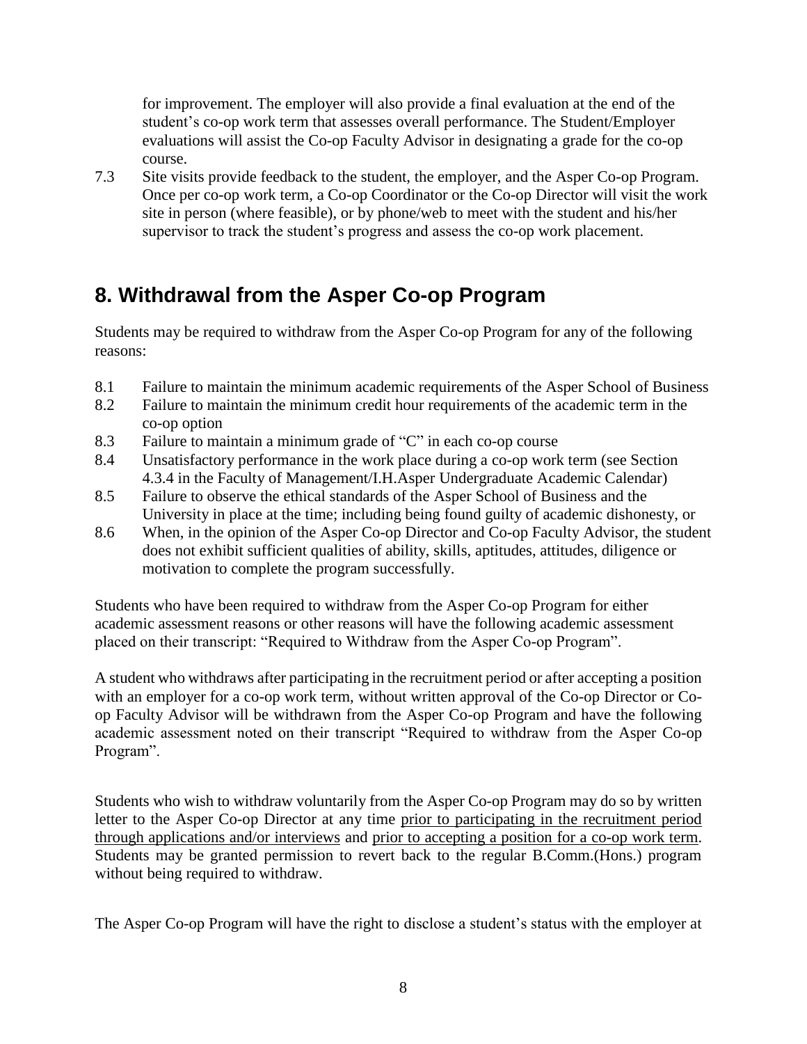for improvement. The employer will also provide a final evaluation at the end of the student's co-op work term that assesses overall performance. The Student/Employer evaluations will assist the Co-op Faculty Advisor in designating a grade for the co-op course.

7.3 Site visits provide feedback to the student, the employer, and the Asper Co-op Program. Once per co-op work term, a Co-op Coordinator or the Co-op Director will visit the work site in person (where feasible), or by phone/web to meet with the student and his/her supervisor to track the student's progress and assess the co-op work placement.

## 8. Withdrawal from the Asper Co-op Program

Students may be required to withdraw from the Asper Co-op Program for any of the following reasons:

8.1 Failure to maintain the minimum academic requirements of the Asper School of Business

8.2 Failure to maintain the minimum credit hour requirements of the academic term in the co-op option

8.3 Failure to maintain a minimum grade of "C" in each co-op course

8.4 Unsatisfactory performance in the work place during a co-op work term (see Section 4.3.4 in the Faculty of Management/I.H.Asper Undergraduate Academic Calendar)

8.5 Failure to observe the ethical standards of the Asper School of Business and the University in place at the time; including being found guilty of academic dishonesty, or

8.6 When, in the opinion of the Asper Co-op Director and Co-op Faculty Advisor, the student does not exhibit sufficient qualities of ability, skills, aptitudes, attitudes, diligence or motivation to complete the program successfully.

Students who have been required to withdraw from the Asper Co-op Program for either academic assessment reasons or other reasons will have the following academic assessment placed on their transcript: "Required to Withdraw from the Asper Co-op Program".

A student who withdraws after participating in the recruitment period or after accepting a position with an employer for a co-op work term, without written approval of the Co-op Director or Co-op Faculty Advisor will be withdrawn from the Asper Co-op Program and have the following academic assessment noted on their transcript "Required to withdraw from the Asper Co-op Program".

Students who wish to withdraw voluntarily from the Asper Co-op Program may do so by written letter to the Asper Co-op Director at any time <u>prior to participating in the recruitment period through applications and/or interviews</u> and <u>prior to accepting a position for a co-op work term</u>. Students may be granted permission to revert back to the regular B.Comm.(Hons.) program without being required to withdraw.

The Asper Co-op Program will have the right to disclose a student's status with the employer at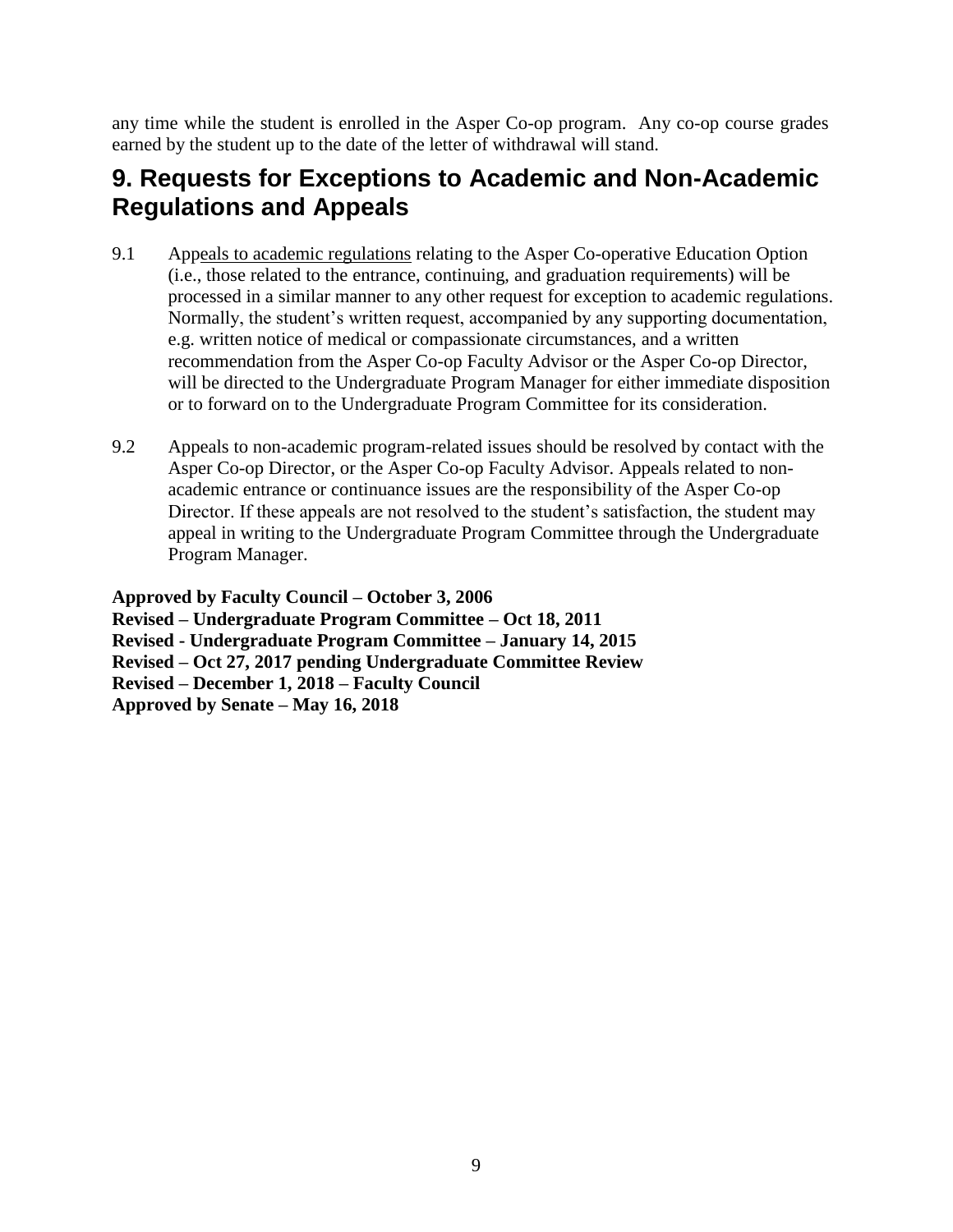any time while the student is enrolled in the Asper Co-op program. Any co-op course grades earned by the student up to the date of the letter of withdrawal will stand.

## 9. Requests for Exceptions to Academic and Non-Academic Regulations and Appeals

9.1 Appeals to academic regulations relating to the Asper Co-operative Education Option (i.e., those related to the entrance, continuing, and graduation requirements) will be processed in a similar manner to any other request for exception to academic regulations. Normally, the student's written request, accompanied by any supporting documentation, e.g. written notice of medical or compassionate circumstances, and a written recommendation from the Asper Co-op Faculty Advisor or the Asper Co-op Director, will be directed to the Undergraduate Program Manager for either immediate disposition or to forward on to the Undergraduate Program Committee for its consideration.

9.2 Appeals to non-academic program-related issues should be resolved by contact with the Asper Co-op Director, or the Asper Co-op Faculty Advisor. Appeals related to non-academic entrance or continuance issues are the responsibility of the Asper Co-op Director. If these appeals are not resolved to the student's satisfaction, the student may appeal in writing to the Undergraduate Program Committee through the Undergraduate Program Manager.

**Approved by Faculty Council – October 3, 2006**
**Revised – Undergraduate Program Committee – Oct 18, 2011**
**Revised - Undergraduate Program Committee – January 14, 2015**
**Revised – Oct 27, 2017 pending Undergraduate Committee Review**
**Revised – December 1, 2018 – Faculty Council**
**Approved by Senate – May 16, 2018**